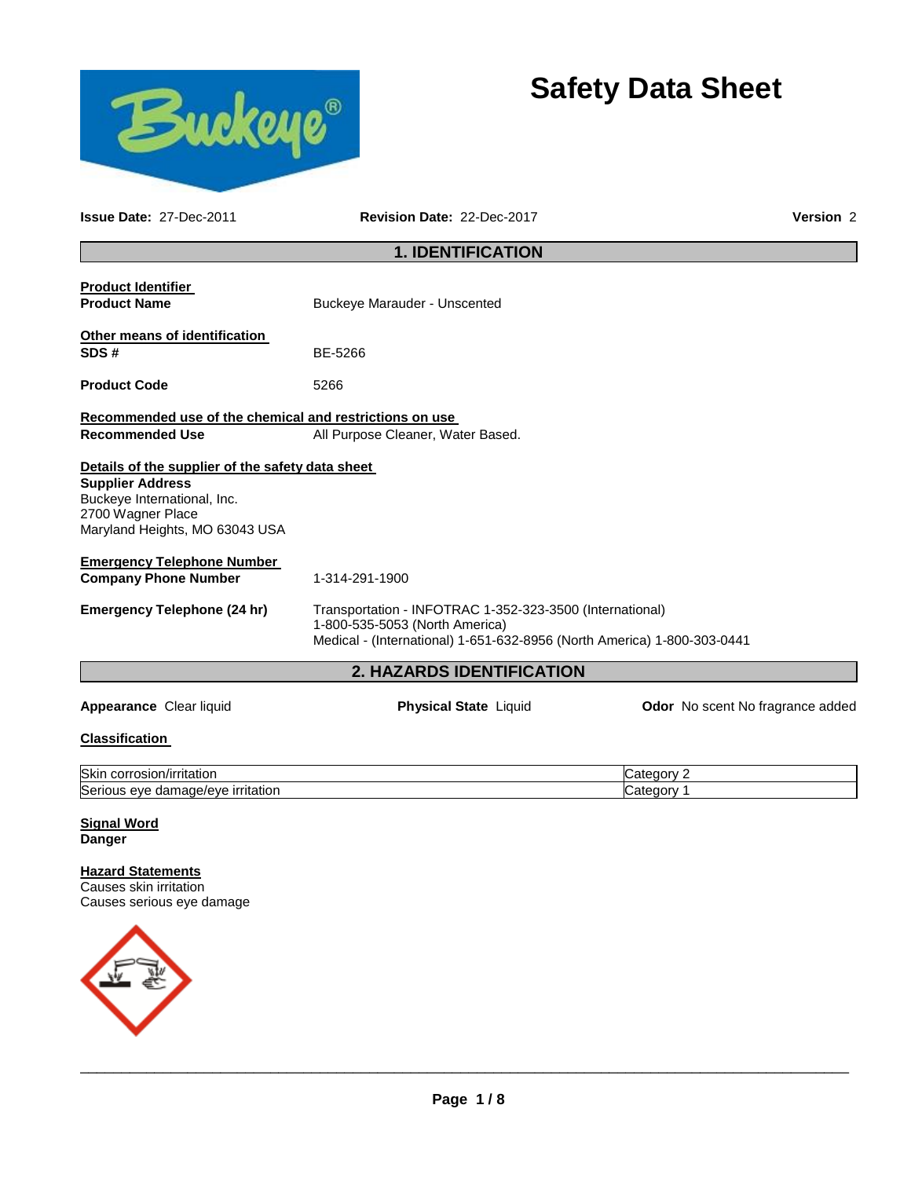# Safety Data Sheet

**Issue Date:** 27-Dec-2011 **Revision Date:** 22-Dec-2017 **Version** 2

## 1. IDENTIFICATION

**Product Identifier**

**Product Name** Buckeye Marauder - Unscented

**Other means of identification**

**SDS #** BE-5266

**Product Code** 5266

**Recommended use of the chemical and restrictions on use**

**Recommended Use** All Purpose Cleaner, Water Based.

**Details of the supplier of the safety data sheet**

**Supplier Address**
Buckeye International, Inc.
2700 Wagner Place
Maryland Heights, MO 63043 USA

**Emergency Telephone Number**

**Company Phone Number** 1-314-291-1900

**Emergency Telephone (24 hr)** Transportation - INFOTRAC 1-352-323-3500 (International)
1-800-535-5053 (North America)
Medical - (International) 1-651-632-8956 (North America) 1-800-303-0441

## 2. HAZARDS IDENTIFICATION

**Appearance** Clear liquid **Physical State** Liquid **Odor** No scent No fragrance added

**Classification**

| | |
|---|---|
| Skin corrosion/irritation | Category 2 |
| Serious eye damage/eye irritation | Category 1 |

**Signal Word**
**Danger**

**Hazard Statements**
Causes skin irritation
Causes serious eye damage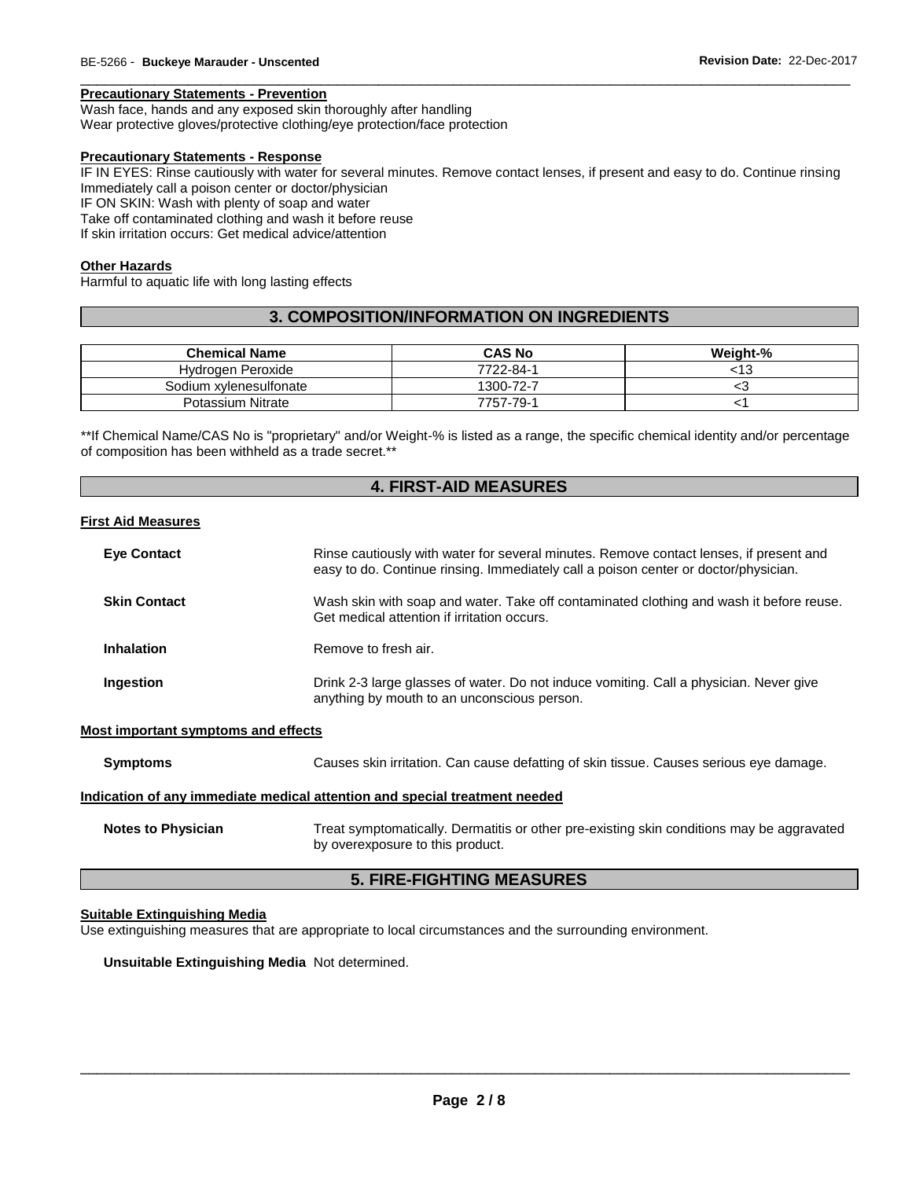**Precautionary Statements - Prevention**

Wash face, hands and any exposed skin thoroughly after handling
Wear protective gloves/protective clothing/eye protection/face protection

**Precautionary Statements - Response**

IF IN EYES: Rinse cautiously with water for several minutes. Remove contact lenses, if present and easy to do. Continue rinsing
Immediately call a poison center or doctor/physician
IF ON SKIN: Wash with plenty of soap and water
Take off contaminated clothing and wash it before reuse
If skin irritation occurs: Get medical advice/attention

**Other Hazards**

Harmful to aquatic life with long lasting effects

## 3. COMPOSITION/INFORMATION ON INGREDIENTS

| Chemical Name | CAS No | Weight-% |
|---|---|---|
| Hydrogen Peroxide | 7722-84-1 | <13 |
| Sodium xylenesulfonate | 1300-72-7 | <3 |
| Potassium Nitrate | 7757-79-1 | <1 |

**If Chemical Name/CAS No is "proprietary" and/or Weight-% is listed as a range, the specific chemical identity and/or percentage of composition has been withheld as a trade secret.**

## 4. FIRST-AID MEASURES

**First Aid Measures**

**Eye Contact** Rinse cautiously with water for several minutes. Remove contact lenses, if present and easy to do. Continue rinsing. Immediately call a poison center or doctor/physician.

**Skin Contact** Wash skin with soap and water. Take off contaminated clothing and wash it before reuse. Get medical attention if irritation occurs.

**Inhalation** Remove to fresh air.

**Ingestion** Drink 2-3 large glasses of water. Do not induce vomiting. Call a physician. Never give anything by mouth to an unconscious person.

**Most important symptoms and effects**

**Symptoms** Causes skin irritation. Can cause defatting of skin tissue. Causes serious eye damage.

**Indication of any immediate medical attention and special treatment needed**

**Notes to Physician** Treat symptomatically. Dermatitis or other pre-existing skin conditions may be aggravated by overexposure to this product.

## 5. FIRE-FIGHTING MEASURES

**Suitable Extinguishing Media**

Use extinguishing measures that are appropriate to local circumstances and the surrounding environment.

**Unsuitable Extinguishing Media** Not determined.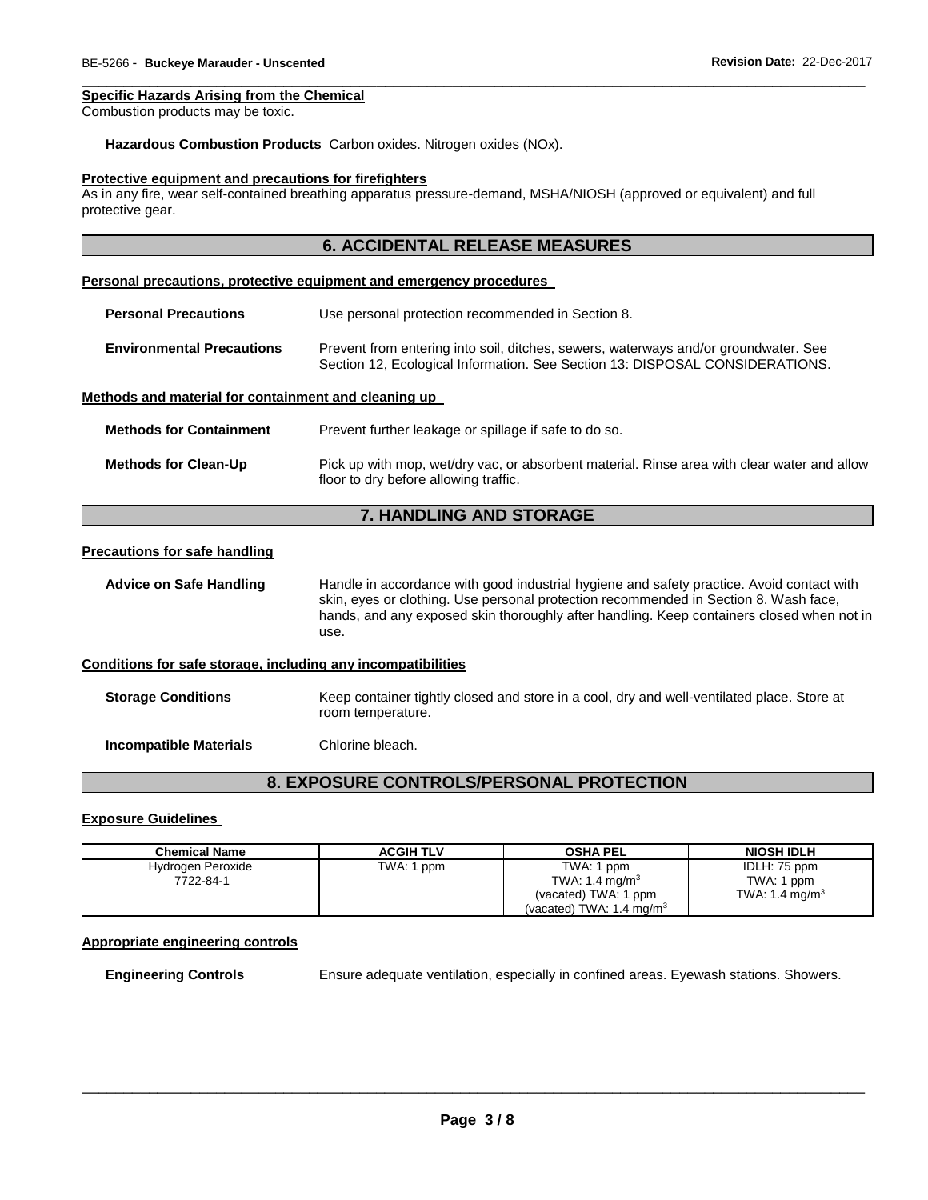**Specific Hazards Arising from the Chemical**

Combustion products may be toxic.

**Hazardous Combustion Products** Carbon oxides. Nitrogen oxides (NOx).

**Protective equipment and precautions for firefighters**

As in any fire, wear self-contained breathing apparatus pressure-demand, MSHA/NIOSH (approved or equivalent) and full protective gear.

## 6. ACCIDENTAL RELEASE MEASURES

**Personal precautions, protective equipment and emergency procedures**

**Personal Precautions** Use personal protection recommended in Section 8.

**Environmental Precautions** Prevent from entering into soil, ditches, sewers, waterways and/or groundwater. See Section 12, Ecological Information. See Section 13: DISPOSAL CONSIDERATIONS.

**Methods and material for containment and cleaning up**

**Methods for Containment** Prevent further leakage or spillage if safe to do so.

**Methods for Clean-Up** Pick up with mop, wet/dry vac, or absorbent material. Rinse area with clear water and allow floor to dry before allowing traffic.

## 7. HANDLING AND STORAGE

**Precautions for safe handling**

**Advice on Safe Handling** Handle in accordance with good industrial hygiene and safety practice. Avoid contact with skin, eyes or clothing. Use personal protection recommended in Section 8. Wash face, hands, and any exposed skin thoroughly after handling. Keep containers closed when not in use.

**Conditions for safe storage, including any incompatibilities**

**Storage Conditions** Keep container tightly closed and store in a cool, dry and well-ventilated place. Store at room temperature.

**Incompatible Materials** Chlorine bleach.

## 8. EXPOSURE CONTROLS/PERSONAL PROTECTION

**Exposure Guidelines**

| Chemical Name | ACGIH TLV | OSHA PEL | NIOSH IDLH |
|---|---|---|---|
| Hydrogen Peroxide<br>7722-84-1 | TWA: 1 ppm | TWA: 1 ppm<br>TWA: 1.4 mg/m$^3$<br>(vacated) TWA: 1 ppm<br>(vacated) TWA: 1.4 mg/m$^3$ | IDLH: 75 ppm<br>TWA: 1 ppm<br>TWA: 1.4 mg/m$^3$ |

**Appropriate engineering controls**

**Engineering Controls** Ensure adequate ventilation, especially in confined areas. Eyewash stations. Showers.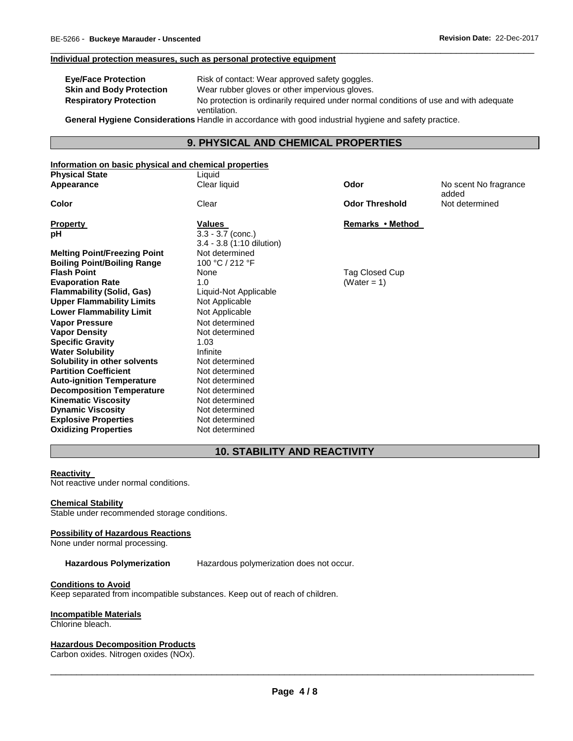#### Individual protection measures, such as personal protective equipment

| | |
|---|---|
| **Eye/Face Protection** | Risk of contact: Wear approved safety goggles. |
| **Skin and Body Protection** | Wear rubber gloves or other impervious gloves. |
| **Respiratory Protection** | No protection is ordinarily required under normal conditions of use and with adequate ventilation. |

**General Hygiene Considerations** Handle in accordance with good industrial hygiene and safety practice.

## 9. PHYSICAL AND CHEMICAL PROPERTIES

#### Information on basic physical and chemical properties

| | | | |
|---|---|---|---|
| **Physical State** | Liquid | | |
| **Appearance** | Clear liquid | **Odor** | No scent No fragrance added |
| **Color** | Clear | **Odor Threshold** | Not determined |

| **Property** | **Values** | **Remarks • Method** |
|---|---|---|
| **pH** | 3.3 - 3.7 (conc.)<br>3.4 - 3.8 (1:10 dilution) | |
| **Melting Point/Freezing Point** | Not determined | |
| **Boiling Point/Boiling Range** | 100 °C / 212 °F | |
| **Flash Point** | None | Tag Closed Cup |
| **Evaporation Rate** | 1.0 | (Water = 1) |
| **Flammability (Solid, Gas)** | Liquid-Not Applicable | |
| **Upper Flammability Limits** | Not Applicable | |
| **Lower Flammability Limit** | Not Applicable | |
| **Vapor Pressure** | Not determined | |
| **Vapor Density** | Not determined | |
| **Specific Gravity** | 1.03 | |
| **Water Solubility** | Infinite | |
| **Solubility in other solvents** | Not determined | |
| **Partition Coefficient** | Not determined | |
| **Auto-ignition Temperature** | Not determined | |
| **Decomposition Temperature** | Not determined | |
| **Kinematic Viscosity** | Not determined | |
| **Dynamic Viscosity** | Not determined | |
| **Explosive Properties** | Not determined | |
| **Oxidizing Properties** | Not determined | |

## 10. STABILITY AND REACTIVITY

#### Reactivity

Not reactive under normal conditions.

#### Chemical Stability

Stable under recommended storage conditions.

#### Possibility of Hazardous Reactions

None under normal processing.

**Hazardous Polymerization** Hazardous polymerization does not occur.

#### Conditions to Avoid

Keep separated from incompatible substances. Keep out of reach of children.

#### Incompatible Materials

Chlorine bleach.

#### Hazardous Decomposition Products

Carbon oxides. Nitrogen oxides (NOx).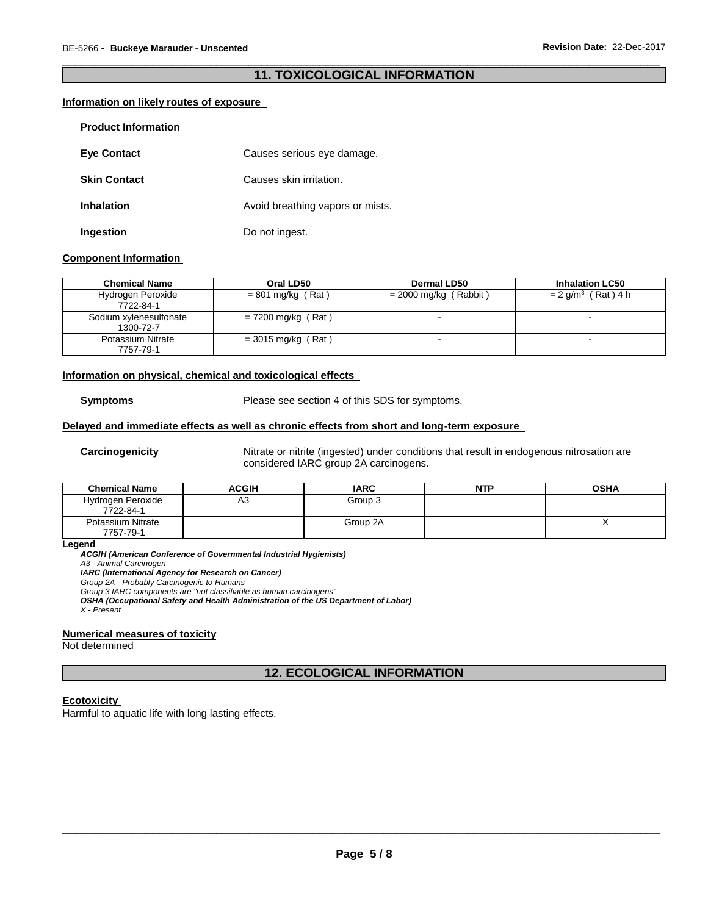## 11. TOXICOLOGICAL INFORMATION

**Information on likely routes of exposure**

**Product Information**

**Eye Contact** Causes serious eye damage.

**Skin Contact** Causes skin irritation.

**Inhalation** Avoid breathing vapors or mists.

**Ingestion** Do not ingest.

**Component Information**

| Chemical Name | Oral LD50 | Dermal LD50 | Inhalation LC50 |
|---|---|---|---|
| Hydrogen Peroxide 7722-84-1 | = 801 mg/kg ( Rat ) | = 2000 mg/kg ( Rabbit ) | = 2 g/m$^3$ ( Rat ) 4 h |
| Sodium xylenesulfonate 1300-72-7 | = 7200 mg/kg ( Rat ) | - | - |
| Potassium Nitrate 7757-79-1 | = 3015 mg/kg ( Rat ) | - | - |

**Information on physical, chemical and toxicological effects**

**Symptoms** Please see section 4 of this SDS for symptoms.

**Delayed and immediate effects as well as chronic effects from short and long-term exposure**

**Carcinogenicity** Nitrate or nitrite (ingested) under conditions that result in endogenous nitrosation are considered IARC group 2A carcinogens.

| Chemical Name | ACGIH | IARC | NTP | OSHA |
|---|---|---|---|---|
| Hydrogen Peroxide 7722-84-1 | A3 | Group 3 | | |
| Potassium Nitrate 7757-79-1 | | Group 2A | | X |

**Legend**

***ACGIH (American Conference of Governmental Industrial Hygienists)***
*A3 - Animal Carcinogen*
***IARC (International Agency for Research on Cancer)***
*Group 2A - Probably Carcinogenic to Humans*
*Group 3 IARC components are "not classifiable as human carcinogens"*
***OSHA (Occupational Safety and Health Administration of the US Department of Labor)***
*X - Present*

**Numerical measures of toxicity**
Not determined

## 12. ECOLOGICAL INFORMATION

**Ecotoxicity**
Harmful to aquatic life with long lasting effects.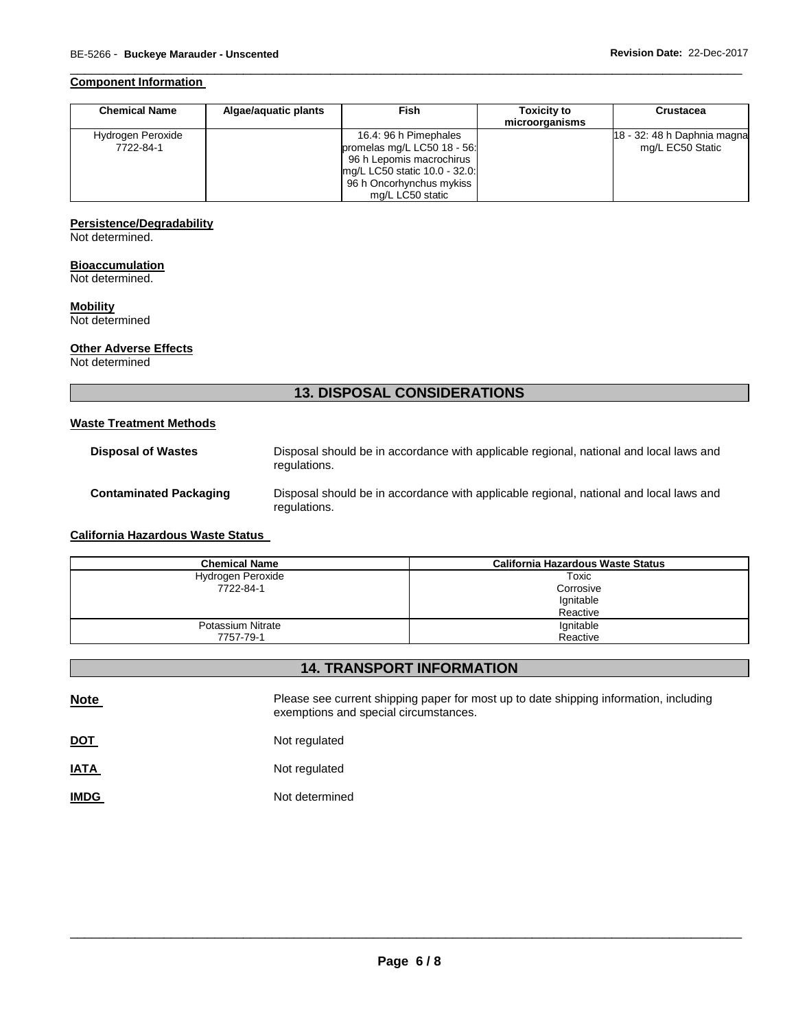### Component Information

| Chemical Name | Algae/aquatic plants | Fish | Toxicity to microorganisms | Crustacea |
|---|---|---|---|---|
| Hydrogen Peroxide 7722-84-1 | | 16.4: 96 h Pimephales promelas mg/L LC50 18 - 56: 96 h Lepomis macrochirus mg/L LC50 static 10.0 - 32.0: 96 h Oncorhynchus mykiss mg/L LC50 static | | 18 - 32: 48 h Daphnia magna mg/L EC50 Static |

### Persistence/Degradability

Not determined.

### Bioaccumulation

Not determined.

### Mobility

Not determined

### Other Adverse Effects

Not determined

## 13. DISPOSAL CONSIDERATIONS

### Waste Treatment Methods

**Disposal of Wastes** Disposal should be in accordance with applicable regional, national and local laws and regulations.

**Contaminated Packaging** Disposal should be in accordance with applicable regional, national and local laws and regulations.

### California Hazardous Waste Status

| Chemical Name | California Hazardous Waste Status |
|---|---|
| Hydrogen Peroxide 7722-84-1 | Toxic Corrosive Ignitable Reactive |
| Potassium Nitrate 7757-79-1 | Ignitable Reactive |

## 14. TRANSPORT INFORMATION

**Note** Please see current shipping paper for most up to date shipping information, including exemptions and special circumstances.

**DOT** Not regulated

**IATA** Not regulated

**IMDG** Not determined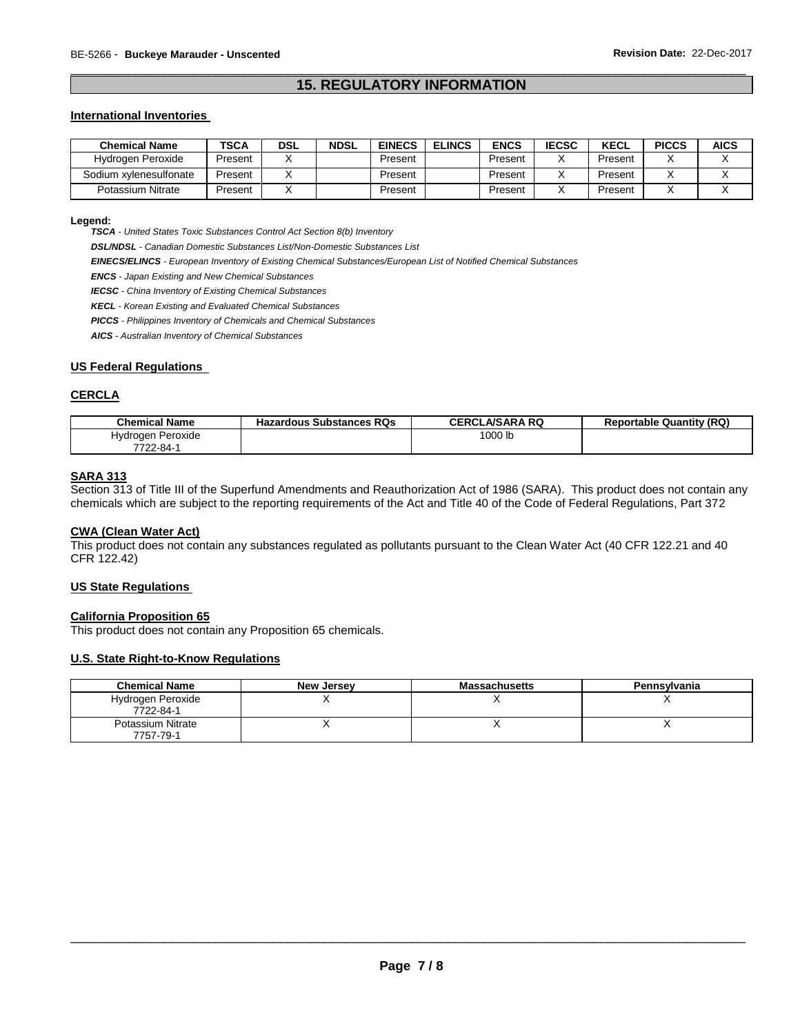## 15. REGULATORY INFORMATION

### International Inventories

| Chemical Name | TSCA | DSL | NDSL | EINECS | ELINCS | ENCS | IECSC | KECL | PICCS | AICS |
|---|---|---|---|---|---|---|---|---|---|---|
| Hydrogen Peroxide | Present | X | | Present | | Present | X | Present | X | X |
| Sodium xylenesulfonate | Present | X | | Present | | Present | X | Present | X | X |
| Potassium Nitrate | Present | X | | Present | | Present | X | Present | X | X |

**Legend:**

***TSCA*** *- United States Toxic Substances Control Act Section 8(b) Inventory*

***DSL/NDSL*** *- Canadian Domestic Substances List/Non-Domestic Substances List*

***EINECS/ELINCS*** *- European Inventory of Existing Chemical Substances/European List of Notified Chemical Substances*

***ENCS*** *- Japan Existing and New Chemical Substances*

***IECSC*** *- China Inventory of Existing Chemical Substances*

***KECL*** *- Korean Existing and Evaluated Chemical Substances*

***PICCS*** *- Philippines Inventory of Chemicals and Chemical Substances*

***AICS*** *- Australian Inventory of Chemical Substances*

### US Federal Regulations

### CERCLA

| Chemical Name | Hazardous Substances RQs | CERCLA/SARA RQ | Reportable Quantity (RQ) |
|---|---|---|---|
| Hydrogen Peroxide 7722-84-1 | | 1000 lb | |

### SARA 313

Section 313 of Title III of the Superfund Amendments and Reauthorization Act of 1986 (SARA). This product does not contain any chemicals which are subject to the reporting requirements of the Act and Title 40 of the Code of Federal Regulations, Part 372

### CWA (Clean Water Act)

This product does not contain any substances regulated as pollutants pursuant to the Clean Water Act (40 CFR 122.21 and 40 CFR 122.42)

### US State Regulations

### California Proposition 65

This product does not contain any Proposition 65 chemicals.

### U.S. State Right-to-Know Regulations

| Chemical Name | New Jersey | Massachusetts | Pennsylvania |
|---|---|---|---|
| Hydrogen Peroxide 7722-84-1 | X | X | X |
| Potassium Nitrate 7757-79-1 | X | X | X |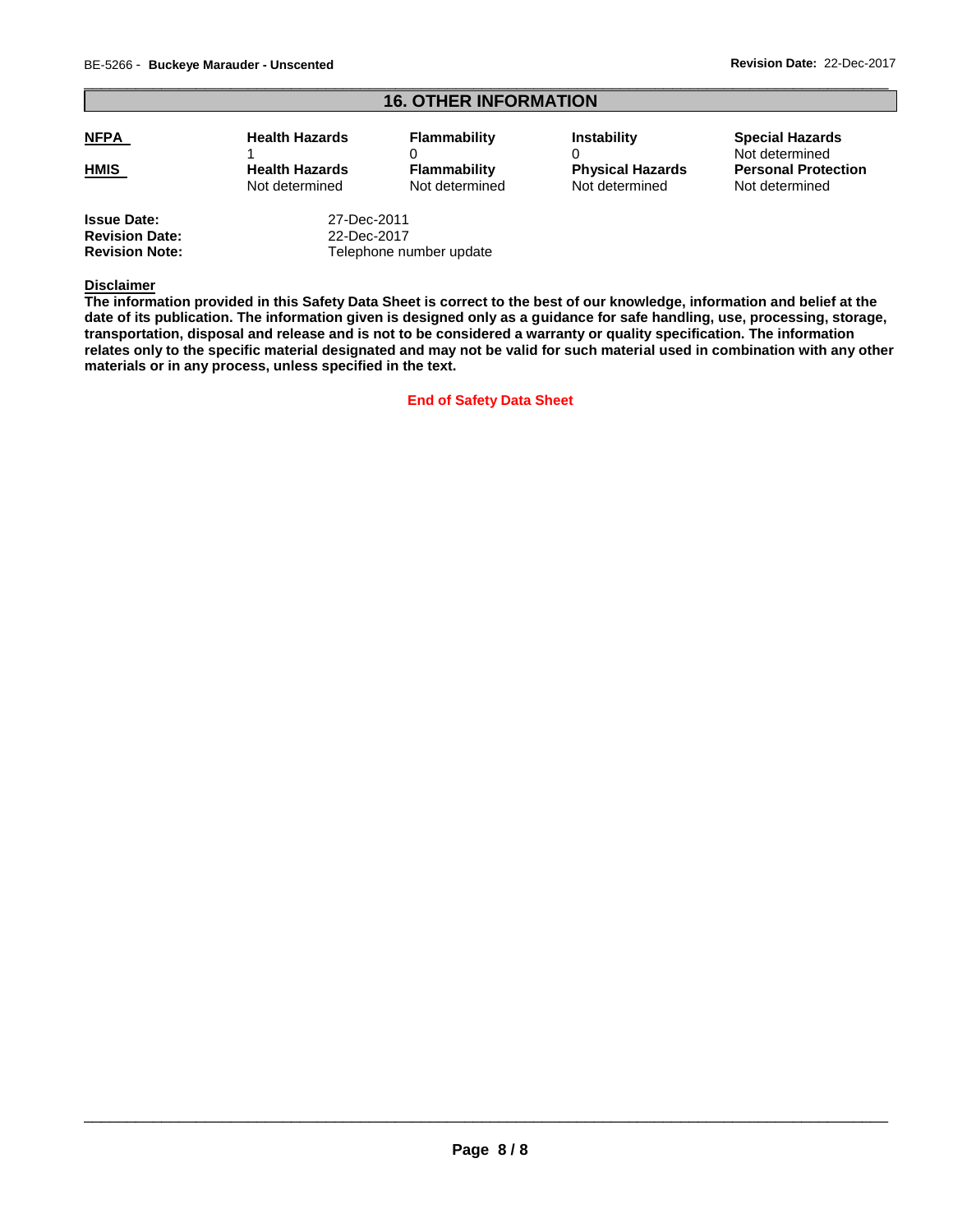## 16. OTHER INFORMATION

| | | | | |
|---|---|---|---|---|
| **NFPA** | **Health Hazards** 1 | **Flammability** 0 | **Instability** 0 | **Special Hazards** Not determined |
| **HMIS** | **Health Hazards** Not determined | **Flammability** Not determined | **Physical Hazards** Not determined | **Personal Protection** Not determined |

**Issue Date:** 27-Dec-2011
**Revision Date:** 22-Dec-2017
**Revision Note:** Telephone number update

**Disclaimer**

**The information provided in this Safety Data Sheet is correct to the best of our knowledge, information and belief at the date of its publication. The information given is designed only as a guidance for safe handling, use, processing, storage, transportation, disposal and release and is not to be considered a warranty or quality specification. The information relates only to the specific material designated and may not be valid for such material used in combination with any other materials or in any process, unless specified in the text.**

**End of Safety Data Sheet**